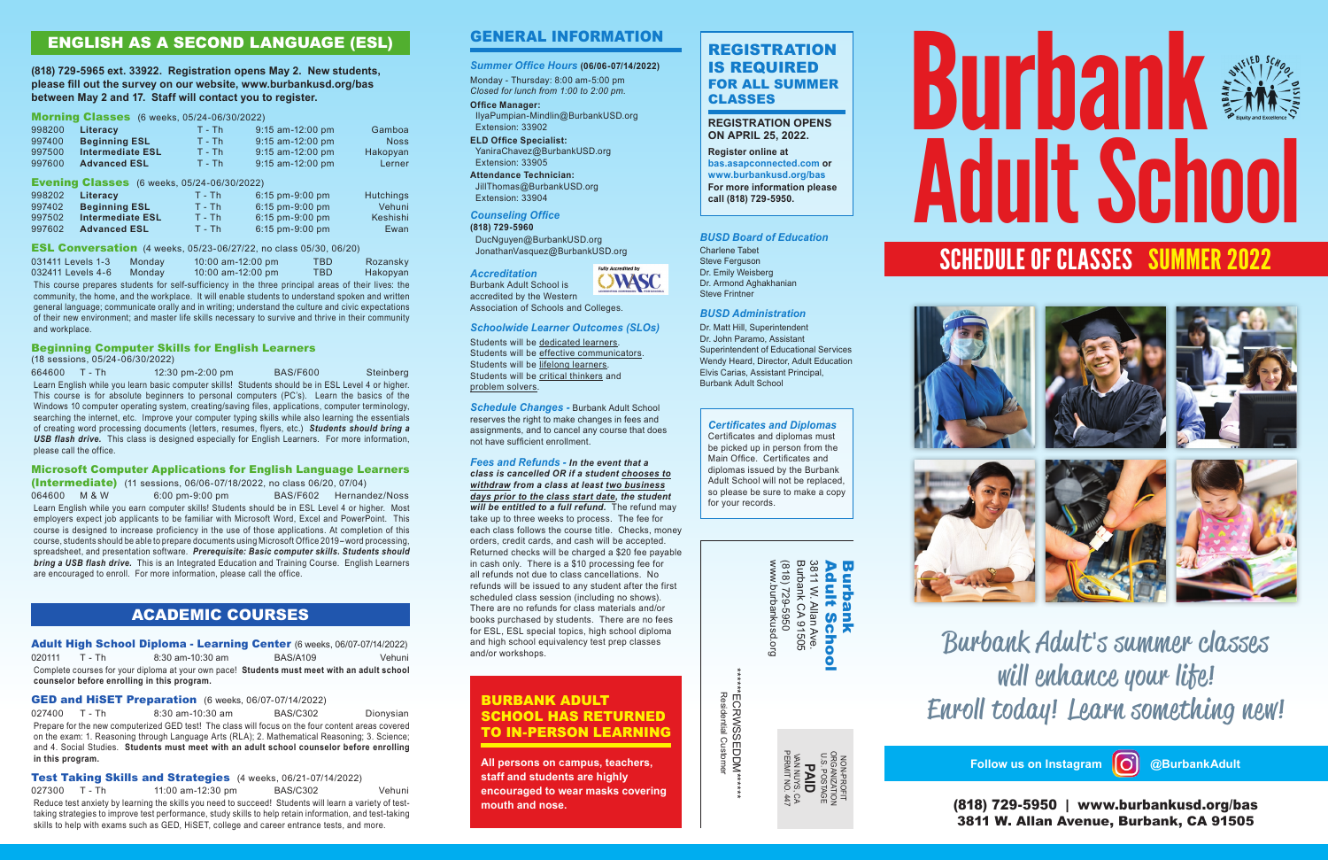## ENGLISH AS A SECOND LANGUAGE (ESL)

**(818) 729-5965 ext. 33922. Registration opens May 2. New students, please fill out the survey on our website, www.burbankusd.org/bas between May 2 and 17. Staff will contact you to register.**

### Morning Classes (6 weeks, 05/24-06/30/2022)

| | | | | |
|---|---|---|---|---|
| 998200 | **Literacy** | T - Th | 9:15 am-12:00 pm | Gamboa |
| 997400 | **Beginning ESL** | T - Th | 9:15 am-12:00 pm | Noss |
| 997500 | **Intermediate ESL** | T - Th | 9:15 am-12:00 pm | Hakopyan |
| 997600 | **Advanced ESL** | T - Th | 9:15 am-12:00 pm | Lerner |

### Evening Classes (6 weeks, 05/24-06/30/2022)

| | | | | |
|---|---|---|---|---|
| 998202 | **Literacy** | T - Th | 6:15 pm-9:00 pm | Hutchings |
| 997402 | **Beginning ESL** | T - Th | 6:15 pm-9:00 pm | Vehuni |
| 997502 | **Intermediate ESL** | T - Th | 6:15 pm-9:00 pm | Keshishi |
| 997602 | **Advanced ESL** | T - Th | 6:15 pm-9:00 pm | Ewan |

### ESL Conversation (4 weeks, 05/23-06/27/22, no class 05/30, 06/20)

| | | | | |
|---|---|---|---|---|
| 031411 Levels 1-3 | Monday | 10:00 am-12:00 pm | TBD | Rozansky |
| 032411 Levels 4-6 | Monday | 10:00 am-12:00 pm | TBD | Hakopyan |

This course prepares students for self-sufficiency in the three principal areas of their lives: the community, the home, and the workplace. It will enable students to understand spoken and written general language; communicate orally and in writing; understand the culture and civic expectations of their new environment; and master life skills necessary to survive and thrive in their community and workplace.

### Beginning Computer Skills for English Learners

(18 sessions, 05/24-06/30/2022)

| | | | | |
|---|---|---|---|---|
| 664600 | T - Th | 12:30 pm-2:00 pm | BAS/F600 | Steinberg |

Learn English while you learn basic computer skills! Students should be in ESL Level 4 or higher. This course is for absolute beginners to personal computers (PC's). Learn the basics of the Windows 10 computer operating system, creating/saving files, applications, computer terminology, searching the internet, etc. Improve your computer typing skills while also learning the essentials of creating word processing documents (letters, resumes, flyers, etc.) ***Students should bring a USB flash drive.*** This class is designed especially for English Learners. For more information, please call the office.

### Microsoft Computer Applications for English Language Learners (Intermediate)

(11 sessions, 06/06-07/18/2022, no class 06/20, 07/04)

| | | | | |
|---|---|---|---|---|
| 064600 | M & W | 6:00 pm-9:00 pm | BAS/F602 | Hernandez/Noss |

Learn English while you earn computer skills! Students should be in ESL Level 4 or higher. Most employers expect job applicants to be familiar with Microsoft Word, Excel and PowerPoint. This course is designed to increase proficiency in the use of those applications. At completion of this course, students should be able to prepare documents using Microsoft Office 2019 – word processing, spreadsheet, and presentation software. ***Prerequisite: Basic computer skills. Students should bring a USB flash drive.*** This is an Integrated Education and Training Course. English Learners are encouraged to enroll. For more information, please call the office.

## ACADEMIC COURSES

### Adult High School Diploma - Learning Center (6 weeks, 06/07-07/14/2022)

| | | | | |
|---|---|---|---|---|
| 020111 | T - Th | 8:30 am-10:30 am | BAS/A109 | Vehuni |

Complete courses for your diploma at your own pace! **Students must meet with an adult school counselor before enrolling in this program.**

### GED and HiSET Preparation (6 weeks, 06/07-07/14/2022)

| | | | | |
|---|---|---|---|---|
| 027400 | T - Th | 8:30 am-10:30 am | BAS/C302 | Dionysian |

Prepare for the new computerized GED test! The class will focus on the four content areas covered on the exam: 1. Reasoning through Language Arts (RLA); 2. Mathematical Reasoning; 3. Science; and 4. Social Studies. **Students must meet with an adult school counselor before enrolling in this program.**

### Test Taking Skills and Strategies (4 weeks, 06/21-07/14/2022)

| | | | | |
|---|---|---|---|---|
| 027300 | T - Th | 11:00 am-12:30 pm | BAS/C302 | Vehuni |

Reduce test anxiety by learning the skills you need to succeed! Students will learn a variety of test-taking strategies to improve test performance, study skills to help retain information, and test-taking skills to help with exams such as GED, HiSET, college and career entrance tests, and more.

## GENERAL INFORMATION

### *Summer Office Hours* (06/06-07/14/2022)

Monday - Thursday: 8:00 am-5:00 pm
*Closed for lunch from 1:00 to 2:00 pm.*

**Office Manager:**
IlyaPumpian-Mindlin@BurbankUSD.org
Extension: 33902

**ELD Office Specialist:**
YaniraChavez@BurbankUSD.org
Extension: 33905

**Attendance Technician:**
JillThomas@BurbankUSD.org
Extension: 33904

### *Counseling Office*

**(818) 729-5960**
DucNguyen@BurbankUSD.org
JonathanVasquez@BurbankUSD.org

### *Accreditation*

Burbank Adult School is accredited by the Western Association of Schools and Colleges.

Fully Accredited by WASC

### *Schoolwide Learner Outcomes (SLOs)*

Students will be dedicated learners.
Students will be effective communicators.
Students will be lifelong learners.
Students will be critical thinkers and problem solvers.

***Schedule Changes -*** Burbank Adult School reserves the right to make changes in fees and assignments, and to cancel any course that does not have sufficient enrollment.

***Fees and Refunds - In the event that a class is cancelled OR if a student chooses to withdraw from a class at least two business days prior to the class start date, the student will be entitled to a full refund.*** The refund may take up to three weeks to process. The fee for each class follows the course title. Checks, money orders, credit cards, and cash will be accepted. Returned checks will be charged a $20 fee payable in cash only. There is a $10 processing fee for all refunds not due to class cancellations. No refunds will be issued to any student after the first scheduled class session (including no shows). There are no refunds for class materials and/or books purchased by students. There are no fees for ESL, ESL special topics, high school diploma and high school equivalency test prep classes and/or workshops.

## BURBANK ADULT SCHOOL HAS RETURNED TO IN-PERSON LEARNING

**All persons on campus, teachers, staff and students are highly encouraged to wear masks covering mouth and nose.**

## REGISTRATION IS REQUIRED FOR ALL SUMMER CLASSES

**REGISTRATION OPENS ON APRIL 25, 2022.**

**Register online at bas.asapconnected.com or www.burbankusd.org/bas For more information please call (818) 729-5950.**

### *BUSD Board of Education*

Charlene Tabet
Steve Ferguson
Dr. Emily Weisberg
Dr. Armond Aghakhanian
Steve Frintner

### *BUSD Administration*

Dr. Matt Hill, Superintendent
Dr. John Paramo, Assistant Superintendent of Educational Services
Wendy Heard, Director, Adult Education
Elvis Carias, Assistant Principal, Burbank Adult School

### *Certificates and Diplomas*

Certificates and diplomas must be picked up in person from the Main Office. Certificates and diplomas issued by the Burbank Adult School will not be replaced, so please be sure to make a copy for your records.

**Burbank Adult School**
3811 W. Allan Ave.
Burbank CA 91505
(818) 729-5950
www.burbankusd.org

NON-PROFIT ORGANIZATION
U.S. POSTAGE
**PAID**
VAN NUYS, CA
PERMIT NO. 447

*****ECRWSSEDDM*****
Residential Customer

# Burbank Adult School

Burbank Unified School District — Equity and Excellence

## SCHEDULE OF CLASSES SUMMER 2022

Burbank Adult's summer classes will enhance your life! Enroll today! Learn something new!

**Follow us on Instagram @BurbankAdult**

**(818) 729-5950 | www.burbankusd.org/bas**
**3811 W. Allan Avenue, Burbank, CA 91505**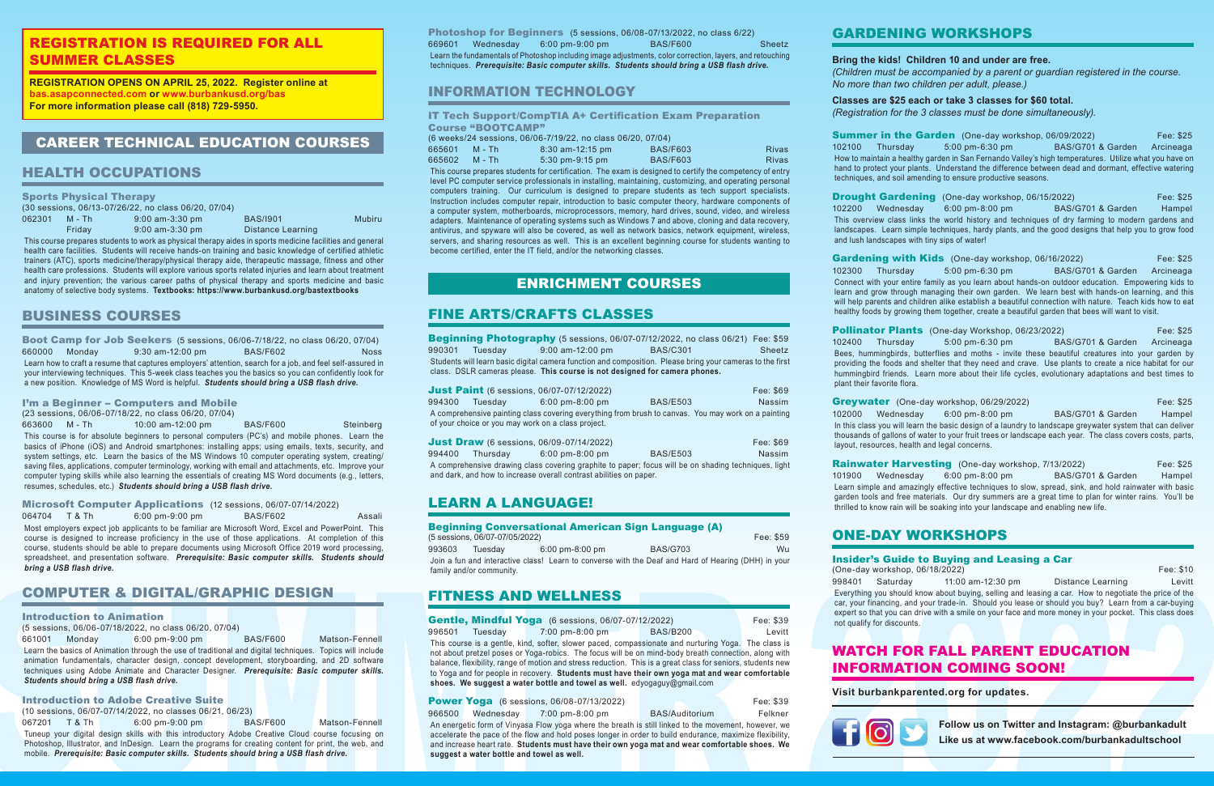## REGISTRATION IS REQUIRED FOR ALL SUMMER CLASSES

**REGISTRATION OPENS ON APRIL 25, 2022. Register online at bas.asapconnected.com or www.burbankusd.org/bas**
**For more information please call (818) 729-5950.**

# CAREER TECHNICAL EDUCATION COURSES

## HEALTH OCCUPATIONS

### Sports Physical Therapy
(30 sessions, 06/13-07/26/22, no class 06/20, 07/04)

062301 M - Th 9:00 am-3:30 pm BAS/I901 Mubiru
Friday 9:00 am-3:30 pm Distance Learning

This course prepares students to work as physical therapy aides in sports medicine facilities and general health care facilities. Students will receive hands-on training and basic knowledge of certified athletic trainers (ATC), sports medicine/therapy/physical therapy aide, therapeutic massage, fitness and other health care professions. Students will explore various sports related injuries and learn about treatment and injury prevention; the various career paths of physical therapy and sports medicine and basic anatomy of selective body systems. **Textbooks: https://www.burbankusd.org/bastextbooks**

## BUSINESS COURSES

**Boot Camp for Job Seekers** (5 sessions, 06/06-7/18/22, no class 06/20, 07/04)
660000 Monday 9:30 am-12:00 pm BAS/F602 Noss

Learn how to craft a resume that captures employers' attention, search for a job, and feel self-assured in your interviewing techniques. This 5-week class teaches you the basics so you can confidently look for a new position. Knowledge of MS Word is helpful. ***Students should bring a USB flash drive.***

### I'm a Beginner – Computers and Mobile
(23 sessions, 06/06-07/18/22, no class 06/20, 07/04)

663600 M - Th 10:00 am-12:00 pm BAS/F600 Steinberg

This course is for absolute beginners to personal computers (PC's) and mobile phones. Learn the basics of iPhone (iOS) and Android smartphones: installing apps; using emails, texts, security, and system settings, etc. Learn the basics of the MS Windows 10 computer operating system, creating/saving files, applications, computer terminology, working with email and attachments, etc. Improve your computer typing skills while also learning the essentials of creating MS Word documents (e.g., letters, resumes, schedules, etc.) ***Students should bring a USB flash drive.***

**Microsoft Computer Applications** (12 sessions, 06/07-07/14/2022)
064704 T & Th 6:00 pm-9:00 pm BAS/F602 Assali

Most employers expect job applicants to be familiar are Microsoft Word, Excel and PowerPoint. This course is designed to increase proficiency in the use of those applications. At completion of this course, students should be able to prepare documents using Microsoft Office 2019 word processing, spreadsheet, and presentation software. ***Prerequisite: Basic computer skills. Students should bring a USB flash drive.***

## COMPUTER & DIGITAL/GRAPHIC DESIGN

### Introduction to Animation
(5 sessions, 06/06-07/18/2022, no class 06/20, 07/04)

661001 Monday 6:00 pm-9:00 pm BAS/F600 Matson-Fennell

Learn the basics of Animation through the use of traditional and digital techniques. Topics will include animation fundamentals, character design, concept development, storyboarding, and 2D software techniques using Adobe Animate and Character Designer. ***Prerequisite: Basic computer skills. Students should bring a USB flash drive.***

### Introduction to Adobe Creative Suite
(10 sessions, 06/07-07/14/2022, no classes 06/21, 06/23)

067201 T & Th 6:00 pm-9:00 pm BAS/F600 Matson-Fennell

Tuneup your digital design skills with this introductory Adobe Creative Cloud course focusing on Photoshop, Illustrator, and InDesign. Learn the programs for creating content for print, the web, and mobile. ***Prerequisite: Basic computer skills. Students should bring a USB flash drive.***

**Photoshop for Beginners** (5 sessions, 06/08-07/13/2022, no class 6/22)
669601 Wednesday 6:00 pm-9:00 pm BAS/F600 Sheetz

Learn the fundamentals of Photoshop including image adjustments, color correction, layers, and retouching techniques. ***Prerequisite: Basic computer skills. Students should bring a USB flash drive.***

## INFORMATION TECHNOLOGY

### IT Tech Support/CompTIA A+ Certification Exam Preparation Course "BOOTCAMP"
(6 weeks/24 sessions, 06/06-7/19/22, no class 06/20, 07/04)

665601 M - Th 8:30 am-12:15 pm BAS/F603 Rivas
665602 M - Th 5:30 pm-9:15 pm BAS/F603 Rivas

This course prepares students for certification. The exam is designed to certify the competency of entry level PC computer service professionals in installing, maintaining, customizing, and operating personal computers training. Our curriculum is designed to prepare students as tech support specialists. Instruction includes computer repair, introduction to basic computer theory, hardware components of a computer system, motherboards, microprocessors, memory, hard drives, sound, video, and wireless adapters. Maintenance of operating systems such as Windows 7 and above, cloning and data recovery, antivirus, and spyware will also be covered, as well as network basics, network equipment, wireless, servers, and sharing resources as well. This is an excellent beginning course for students wanting to become certified, enter the IT field, and/or the networking classes.

# ENRICHMENT COURSES

## FINE ARTS/CRAFTS CLASSES

**Beginning Photography** (5 sessions, 06/07-07/12/2022, no class 06/21) Fee: $59
990301 Tuesday 9:00 am-12:00 pm BAS/C301 Sheetz

Students will learn basic digital camera function and composition. Please bring your cameras to the first class. DSLR cameras please. **This course is not designed for camera phones.**

**Just Paint** (6 sessions, 06/07-07/12/2022) Fee: $69
994300 Tuesday 6:00 pm-8:00 pm BAS/E503 Nassim

A comprehensive painting class covering everything from brush to canvas. You may work on a painting of your choice or you may work on a class project.

**Just Draw** (6 sessions, 06/09-07/14/2022) Fee: $69
994400 Thursday 6:00 pm-8:00 pm BAS/E503 Nassim

A comprehensive drawing class covering graphite to paper; focus will be on shading techniques, light and dark, and how to increase overall contrast abilities on paper.

## LEARN A LANGUAGE!

### Beginning Conversational American Sign Language (A)
(5 sessions, 06/07-07/05/2022) Fee: $59

993603 Tuesday 6:00 pm-8:00 pm BAS/G703 Wu

Join a fun and interactive class! Learn to converse with the Deaf and Hard of Hearing (DHH) in your family and/or community.

## FITNESS AND WELLNESS

**Gentle, Mindful Yoga** (6 sessions, 06/07-07/12/2022) Fee: $39
996501 Tuesday 7:00 pm-8:00 pm BAS/B200 Levitt

This course is a gentle, kind, softer, slower paced, compassionate and nurturing Yoga. The class is not about pretzel poses or Yoga-robics. The focus will be on mind-body breath connection, along with balance, flexibility, range of motion and stress reduction. This is a great class for seniors, students new to Yoga and for people in recovery. **Students must have their own yoga mat and wear comfortable shoes. We suggest a water bottle and towel as well.** edyogaguy@gmail.com

**Power Yoga** (6 sessions, 06/08-07/13/2022) Fee: $39
966500 Wednesday 7:00 pm-8:00 pm BAS/Auditorium Felkner

An energetic form of Vinyasa Flow yoga where the breath is still linked to the movement, however, we accelerate the pace of the flow and hold poses longer in order to build endurance, maximize flexibility, and increase heart rate. **Students must have their own yoga mat and wear comfortable shoes. We suggest a water bottle and towel as well.**

## GARDENING WORKSHOPS

**Bring the kids! Children 10 and under are free.**
*(Children must be accompanied by a parent or guardian registered in the course. No more than two children per adult, please.)*

**Classes are $25 each or take 3 classes for $60 total.**
*(Registration for the 3 classes must be done simultaneously).*

**Summer in the Garden** (One-day workshop, 06/09/2022) Fee: $25
102100 Thursday 5:00 pm-6:30 pm BAS/G701 & Garden Arcineaga

How to maintain a healthy garden in San Fernando Valley's high temperatures. Utilize what you have on hand to protect your plants. Understand the difference between dead and dormant, effective watering techniques, and soil amending to ensure productive seasons.

**Drought Gardening** (One-day workshop, 06/15/2022) Fee: $25
102200 Wednesday 6:00 pm-8:00 pm BAS/G701 & Garden Hampel

This overview class links the world history and techniques of dry farming to modern gardens and landscapes. Learn simple techniques, hardy plants, and the good designs that help you to grow food and lush landscapes with tiny sips of water!

**Gardening with Kids** (One-day workshop, 06/16/2022) Fee: $25
102300 Thursday 5:00 pm-6:30 pm BAS/G701 & Garden Arcineaga

Connect with your entire family as you learn about hands-on outdoor education. Empowering kids to learn and grow through managing their own garden. We learn best with hands-on learning, and this will help parents and children alike establish a beautiful connection with nature. Teach kids how to eat healthy foods by growing them together, create a beautiful garden that bees will want to visit.

**Pollinator Plants** (One-day Workshop, 06/23/2022) Fee: $25
102400 Thursday 5:00 pm-6:30 pm BAS/G701 & Garden Arcineaga

Bees, hummingbirds, butterflies and moths - invite these beautiful creatures into your garden by providing the foods and shelter that they need and crave. Use plants to create a nice habitat for our hummingbird friends. Learn more about their life cycles, evolutionary adaptations and best times to plant their favorite flora.

**Greywater** (One-day workshop, 06/29/2022) Fee: $25
102000 Wednesday 6:00 pm-8:00 pm BAS/G701 & Garden Hampel

In this class you will learn the basic design of a laundry to landscape greywater system that can deliver thousands of gallons of water to your fruit trees or landscape each year. The class covers costs, parts, layout, resources, health and legal concerns.

**Rainwater Harvesting** (One-day workshop, 7/13/2022) Fee: $25
101900 Wednesday 6:00 pm-8:00 pm BAS/G701 & Garden Hampel

Learn simple and amazingly effective techniques to slow, spread, sink, and hold rainwater with basic garden tools and free materials. Our dry summers are a great time to plan for winter rains. You'll be thrilled to know rain will be soaking into your landscape and enabling new life.

## ONE-DAY WORKSHOPS

### Insider's Guide to Buying and Leasing a Car
(One-day workshop, 06/18/2022) Fee: $10

998401 Saturday 11:00 am-12:30 pm Distance Learning Levitt

Everything you should know about buying, selling and leasing a car. How to negotiate the price of the car, your financing, and your trade-in. Should you lease or should you buy? Learn from a car-buying expert so that you can drive with a smile on your face and more money in your pocket. This class does not qualify for discounts.

## WATCH FOR FALL PARENT EDUCATION INFORMATION COMING SOON!

**Visit burbankparented.org for updates.**

**Follow us on Twitter and Instagram: @burbankadult**
**Like us at www.facebook.com/burbankadultschool**